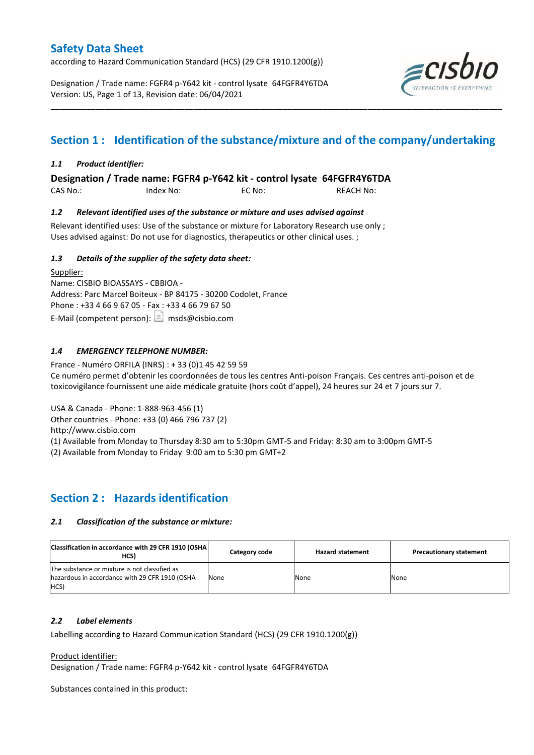# Safety Data Sheet

according to Hazard Communication Standard (HCS) (29 CFR 1910.1200(g))

Designation / Trade name: FGFR4 p-Y642 kit - control lysate 64FGFR4Y6TDA
Version: US, Page 1 of 13, Revision date: 06/04/2021

## Section 1 : Identification of the substance/mixture and of the company/undertaking

### *1.1 Product identifier:*

**Designation / Trade name: FGFR4 p-Y642 kit - control lysate 64FGFR4Y6TDA**

CAS No.: Index No: EC No: REACH No:

### *1.2 Relevant identified uses of the substance or mixture and uses advised against*

Relevant identified uses: Use of the substance or mixture for Laboratory Research use only ;
Uses advised against: Do not use for diagnostics, therapeutics or other clinical uses. ;

### *1.3 Details of the supplier of the safety data sheet:*

Supplier:
Name: CISBIO BIOASSAYS - CBBIOA -
Address: Parc Marcel Boiteux - BP 84175 - 30200 Codolet, France
Phone : +33 4 66 9 67 05 - Fax : +33 4 66 79 67 50
E-Mail (competent person): msds@cisbio.com

### *1.4 EMERGENCY TELEPHONE NUMBER:*

France - Numéro ORFILA (INRS) : + 33 (0)1 45 42 59 59
Ce numéro permet d'obtenir les coordonnées de tous les centres Anti-poison Français. Ces centres anti-poison et de toxicovigilance fournissent une aide médicale gratuite (hors coût d'appel), 24 heures sur 24 et 7 jours sur 7.

USA & Canada - Phone: 1-888-963-456 (1)
Other countries - Phone: +33 (0) 466 796 737 (2)
http://www.cisbio.com
(1) Available from Monday to Thursday 8:30 am to 5:30pm GMT-5 and Friday: 8:30 am to 3:00pm GMT-5
(2) Available from Monday to Friday 9:00 am to 5:30 pm GMT+2

## Section 2 : Hazards identification

### *2.1 Classification of the substance or mixture:*

| Classification in accordance with 29 CFR 1910 (OSHA HCS) | Category code | Hazard statement | Precautionary statement |
|---|---|---|---|
| The substance or mixture is not classified as hazardous in accordance with 29 CFR 1910 (OSHA HCS) | None | None | None |

### *2.2 Label elements*

Labelling according to Hazard Communication Standard (HCS) (29 CFR 1910.1200(g))

Product identifier:
Designation / Trade name: FGFR4 p-Y642 kit - control lysate 64FGFR4Y6TDA

Substances contained in this product: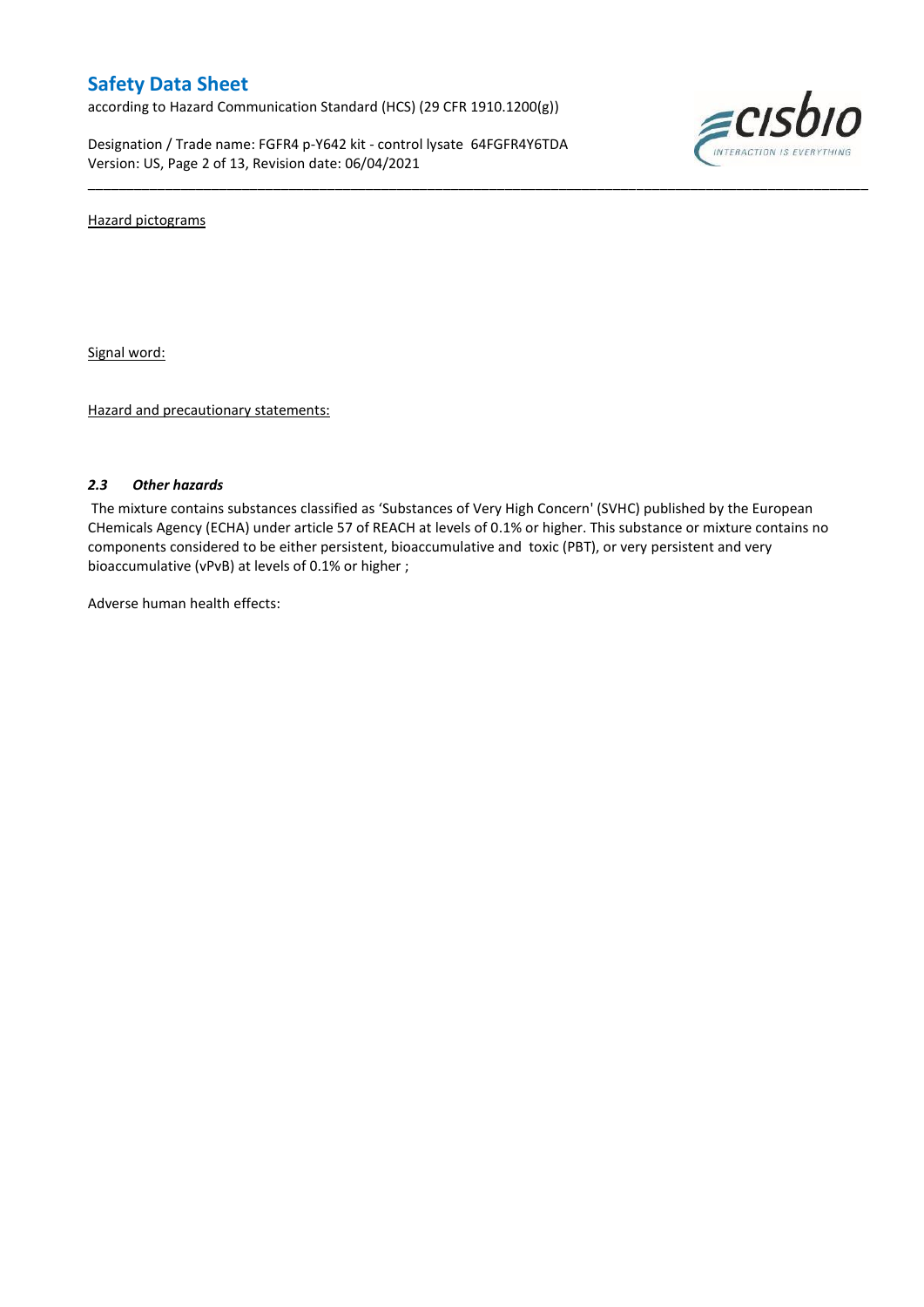Hazard pictograms

Signal word:

Hazard and precautionary statements:

### *2.3 Other hazards*

The mixture contains substances classified as 'Substances of Very High Concern' (SVHC) published by the European CHemicals Agency (ECHA) under article 57 of REACH at levels of 0.1% or higher. This substance or mixture contains no components considered to be either persistent, bioaccumulative and toxic (PBT), or very persistent and very bioaccumulative (vPvB) at levels of 0.1% or higher ;

Adverse human health effects: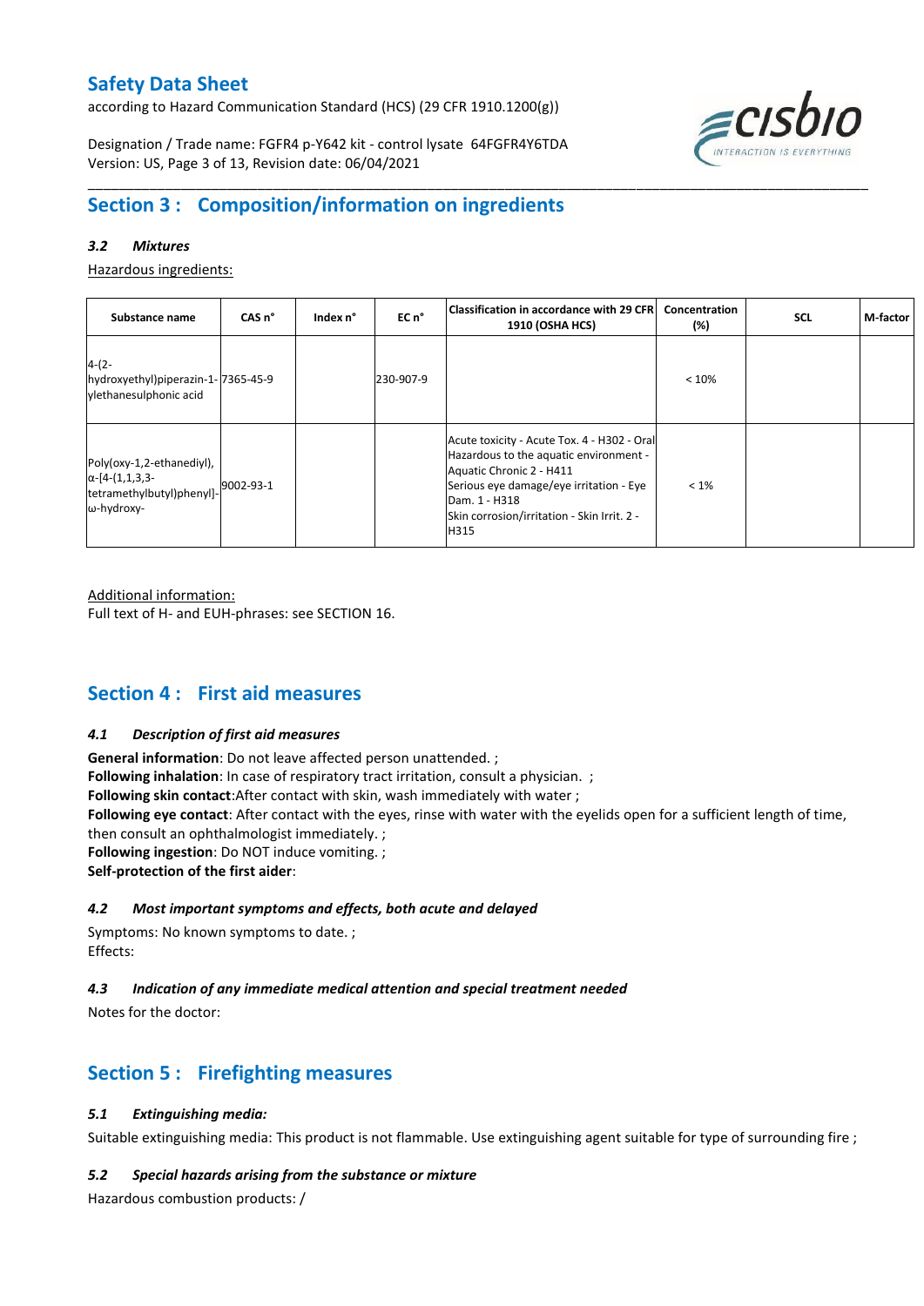# Safety Data Sheet

according to Hazard Communication Standard (HCS) (29 CFR 1910.1200(g))

Designation / Trade name: FGFR4 p-Y642 kit - control lysate 64FGFR4Y6TDA
Version: US, Revision date: 06/04/2021

## Section 3 : Composition/information on ingredients

### *3.2 Mixtures*

Hazardous ingredients:

| Substance name | CAS n° | Index n° | EC n° | Classification in accordance with 29 CFR 1910 (OSHA HCS) | Concentration (%) | SCL | M-factor |
|---|---|---|---|---|---|---|---|
| 4-(2-hydroxyethyl)piperazin-1-ylethanesulphonic acid | 7365-45-9 | | 230-907-9 | | < 10% | | |
| Poly(oxy-1,2-ethanediyl), α-[4-(1,1,3,3-tetramethylbutyl)phenyl]-ω-hydroxy- | 9002-93-1 | | | Acute toxicity - Acute Tox. 4 - H302 - Oral<br>Hazardous to the aquatic environment - Aquatic Chronic 2 - H411<br>Serious eye damage/eye irritation - Eye Dam. 1 - H318<br>Skin corrosion/irritation - Skin Irrit. 2 - H315 | < 1% | | |

Additional information:
Full text of H- and EUH-phrases: see SECTION 16.

## Section 4 : First aid measures

### *4.1 Description of first aid measures*

**General information**: Do not leave affected person unattended. ;
**Following inhalation**: In case of respiratory tract irritation, consult a physician. ;
**Following skin contact**:After contact with skin, wash immediately with water ;
**Following eye contact**: After contact with the eyes, rinse with water with the eyelids open for a sufficient length of time, then consult an ophthalmologist immediately. ;
**Following ingestion**: Do NOT induce vomiting. ;
**Self-protection of the first aider**:

### *4.2 Most important symptoms and effects, both acute and delayed*

Symptoms: No known symptoms to date. ;
Effects:

### *4.3 Indication of any immediate medical attention and special treatment needed*

Notes for the doctor:

## Section 5 : Firefighting measures

### *5.1 Extinguishing media:*

Suitable extinguishing media: This product is not flammable. Use extinguishing agent suitable for type of surrounding fire ;

### *5.2 Special hazards arising from the substance or mixture*

Hazardous combustion products: /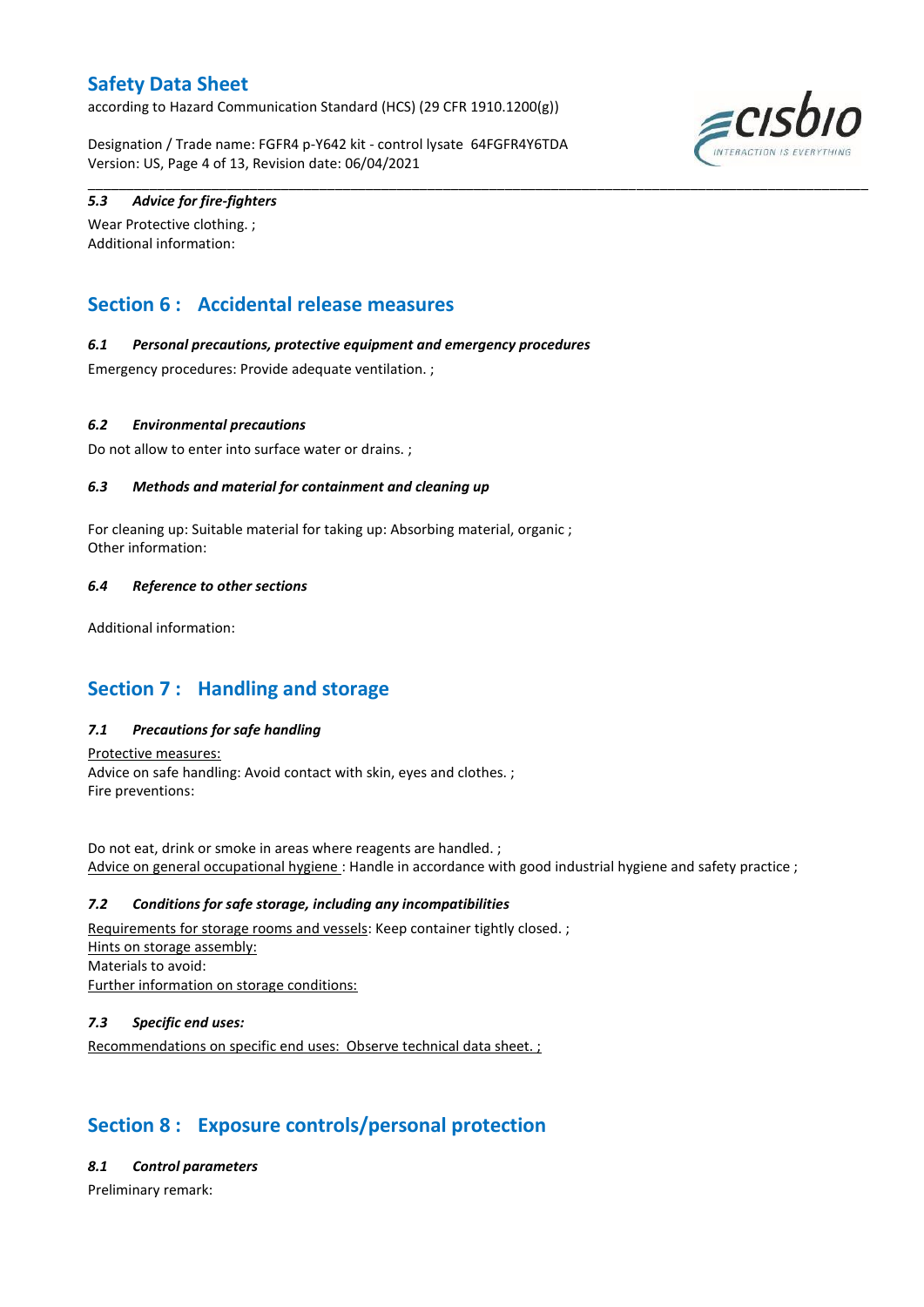### 5.3 Advice for fire-fighters

Wear Protective clothing. ;
Additional information:

## Section 6 : Accidental release measures

### 6.1 Personal precautions, protective equipment and emergency procedures

Emergency procedures: Provide adequate ventilation. ;

### 6.2 Environmental precautions

Do not allow to enter into surface water or drains. ;

### 6.3 Methods and material for containment and cleaning up

For cleaning up: Suitable material for taking up: Absorbing material, organic ;
Other information:

### 6.4 Reference to other sections

Additional information:

## Section 7 : Handling and storage

### 7.1 Precautions for safe handling

Protective measures:
Advice on safe handling: Avoid contact with skin, eyes and clothes. ;
Fire preventions:

Do not eat, drink or smoke in areas where reagents are handled. ;
Advice on general occupational hygiene : Handle in accordance with good industrial hygiene and safety practice ;

### 7.2 Conditions for safe storage, including any incompatibilities

Requirements for storage rooms and vessels: Keep container tightly closed. ;
Hints on storage assembly:
Materials to avoid:
Further information on storage conditions:

### 7.3 Specific end uses:

Recommendations on specific end uses: Observe technical data sheet. ;

## Section 8 : Exposure controls/personal protection

### 8.1 Control parameters

Preliminary remark: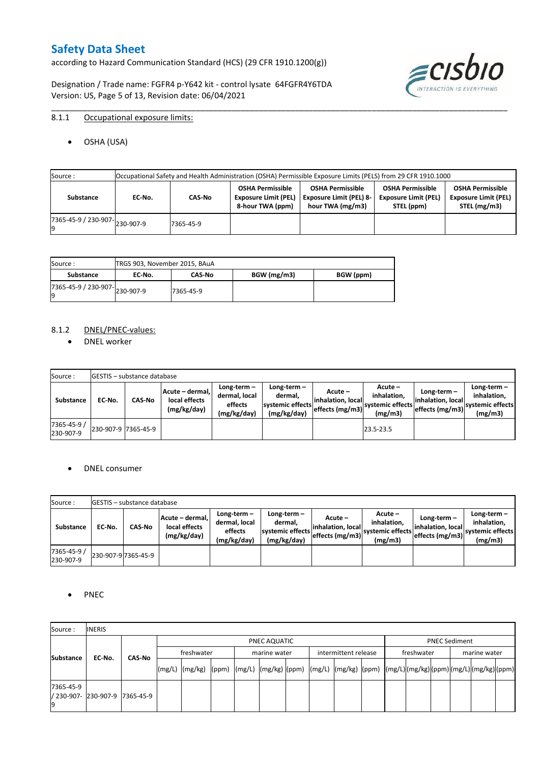# Safety Data Sheet

according to Hazard Communication Standard (HCS) (29 CFR 1910.1200(g))

Designation / Trade name: FGFR4 p-Y642 kit - control lysate 64FGFR4Y6TDA
Version: US, Page 5 of 13, Revision date: 06/04/2021

### 8.1.1 Occupational exposure limits:

- OSHA (USA)

| Source : | Occupational Safety and Health Administration (OSHA) Permissible Exposure Limits (PELS) from 29 CFR 1910.1000 | | | | | |
|---|---|---|---|---|---|---|
| **Substance** | **EC-No.** | **CAS-No** | **OSHA Permissible Exposure Limit (PEL) 8-hour TWA (ppm)** | **OSHA Permissible Exposure Limit (PEL) 8-hour TWA (mg/m3)** | **OSHA Permissible Exposure Limit (PEL) STEL (ppm)** | **OSHA Permissible Exposure Limit (PEL) STEL (mg/m3)** |
| 7365-45-9 / 230-907-9 | 230-907-9 | 7365-45-9 | | | | |

| Source : | TRGS 903, November 2015, BAuA | | | |
|---|---|---|---|---|
| **Substance** | **EC-No.** | **CAS-No** | **BGW (mg/m3)** | **BGW (ppm)** |
| 7365-45-9 / 230-907-9 | 230-907-9 | 7365-45-9 | | |

### 8.1.2 DNEL/PNEC-values:

- DNEL worker

| Source : | GESTIS – substance database | | | | | | | | | |
|---|---|---|---|---|---|---|---|---|---|---|
| **Substance** | **EC-No.** | **CAS-No** | **Acute – dermal, local effects (mg/kg/day)** | **Long-term – dermal, local effects (mg/kg/day)** | **Long-term – dermal, systemic effects (mg/kg/day)** | **Acute – inhalation, local effects (mg/m3)** | **Acute – inhalation, systemic effects (mg/m3)** | **Long-term – inhalation, local effects (mg/m3)** | **Long-term – inhalation, systemic effects (mg/m3)** |
| 7365-45-9 / 230-907-9 | 230-907-9 | 7365-45-9 | | | | | 23.5-23.5 | | |

- DNEL consumer

| Source : | GESTIS – substance database | | | | | | | | |
|---|---|---|---|---|---|---|---|---|---|
| **Substance** | **EC-No.** | **CAS-No** | **Acute – dermal, local effects (mg/kg/day)** | **Long-term – dermal, local effects (mg/kg/day)** | **Long-term – dermal, systemic effects (mg/kg/day)** | **Acute – inhalation, local effects (mg/m3)** | **Acute – inhalation, systemic effects (mg/m3)** | **Long-term – inhalation, local effects (mg/m3)** | **Long-term – inhalation, systemic effects (mg/m3)** |
| 7365-45-9 / 230-907-9 | 230-907-9 | 7365-45-9 | | | | | | | |

- PNEC

| Source : | INERIS | | | | | | | | | | | | | | | | | | | | |
|---|---|---|---|---|---|---|---|---|---|---|---|---|---|---|---|---|---|---|---|---|---|
| **Substance** | **EC-No.** | **CAS-No** | PNEC AQUATIC | | | | | | | | | PNEC Sediment | | | | | |
| | | | freshwater | | | marine water | | | intermittent release | | | freshwater | | | marine water | | |
| | | | (mg/L) | (mg/kg) | (ppm) | (mg/L) | (mg/kg) | (ppm) | (mg/L) | (mg/kg) | (ppm) | (mg/L) | (mg/kg) | (ppm) | (mg/L) | (mg/kg) | (ppm) |
| 7365-45-9 / 230-907-9 | 230-907-9 | 7365-45-9 | | | | | | | | | | | | | | | |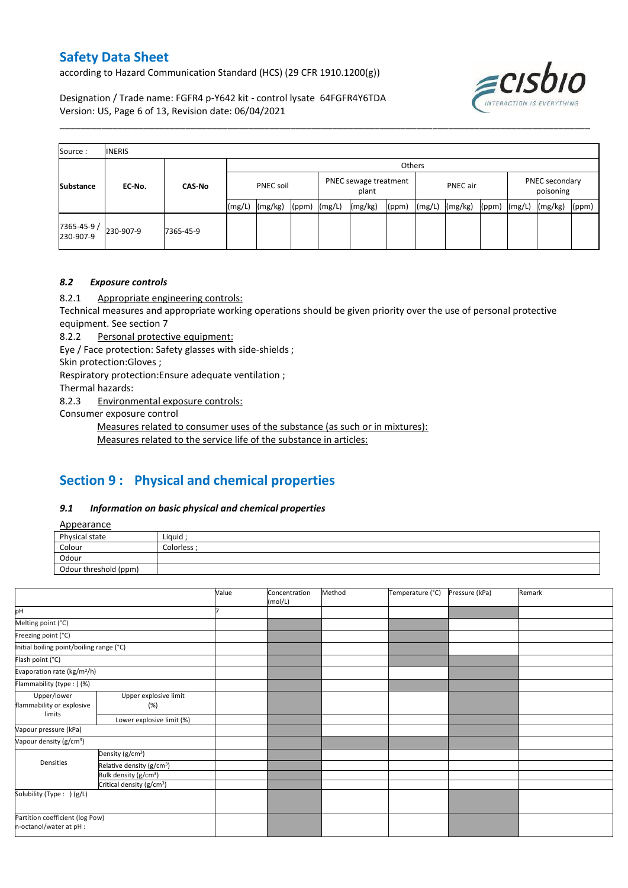| Source : | INERIS | | | | | | | | | | | | | | |
|---|---|---|---|---|---|---|---|---|---|---|---|---|---|---|---|
| Substance | EC-No. | CAS-No | Others | | | | | | | | | | | | |
| | | | PNEC soil | | | PNEC sewage treatment plant | | | PNEC air | | | PNEC secondary poisoning | | | |
| | | | (mg/L) | (mg/kg) | (ppm) | (mg/L) | (mg/kg) | (ppm) | (mg/L) | (mg/kg) | (ppm) | (mg/L) | (mg/kg) | (ppm) | |
| 7365-45-9 / 230-907-9 | 230-907-9 | 7365-45-9 | | | | | | | | | | | | | |

### *8.2 Exposure controls*

8.2.1 Appropriate engineering controls:

Technical measures and appropriate working operations should be given priority over the use of personal protective equipment. See section 7

8.2.2 Personal protective equipment:

Eye / Face protection: Safety glasses with side-shields ;

Skin protection:Gloves ;

Respiratory protection:Ensure adequate ventilation ;

Thermal hazards:

8.2.3 Environmental exposure controls:

Consumer exposure control

Measures related to consumer uses of the substance (as such or in mixtures):

Measures related to the service life of the substance in articles:

## Section 9 : Physical and chemical properties

### *9.1 Information on basic physical and chemical properties*

Appearance

| Physical state | Liquid ; |
|---|---|
| Colour | Colorless ; |
| Odour | |
| Odour threshold (ppm) | |

| | | Value | Concentration (mol/L) | Method | Temperature (°C) | Pressure (kPa) | Remark |
|---|---|---|---|---|---|---|---|
| pH | | 7 | | | | | |
| Melting point (°C) | | | | | | | |
| Freezing point (°C) | | | | | | | |
| Initial boiling point/boiling range (°C) | | | | | | | |
| Flash point (°C) | | | | | | | |
| Evaporation rate (kg/m²/h) | | | | | | | |
| Flammability (type : ) (%) | | | | | | | |
| Upper/lower flammability or explosive limits | Upper explosive limit (%) | | | | | | |
| | Lower explosive limit (%) | | | | | | |
| Vapour pressure (kPa) | | | | | | | |
| Vapour density (g/cm³) | | | | | | | |
| Densities | Density (g/cm³) | | | | | | |
| | Relative density (g/cm³) | | | | | | |
| | Bulk density (g/cm³) | | | | | | |
| | Critical density (g/cm³) | | | | | | |
| Solubility (Type : ) (g/L) | | | | | | | |
| Partition coefficient (log Pow) n-octanol/water at pH : | | | | | | | |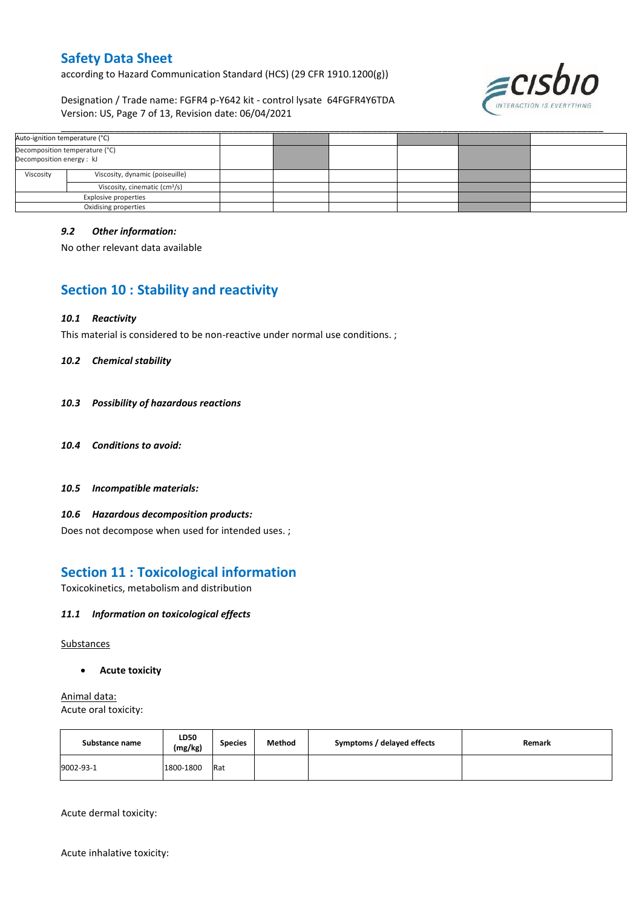| Auto-ignition temperature (°C) | | | | | | | |
|---|---|---|---|---|---|---|---|
| Decomposition temperature (°C)<br>Decomposition energy : kJ | | | | | | | |
| Viscosity | Viscosity, dynamic (poiseuille) | | | | | | |
| | Viscosity, cinematic (cm³/s) | | | | | | |
| Explosive properties | | | | | | | |
| Oxidising properties | | | | | | | |

### *9.2 Other information:*

No other relevant data available

## Section 10 : Stability and reactivity

### *10.1 Reactivity*

This material is considered to be non-reactive under normal use conditions. ;

### *10.2 Chemical stability*

### *10.3 Possibility of hazardous reactions*

### *10.4 Conditions to avoid:*

### *10.5 Incompatible materials:*

### *10.6 Hazardous decomposition products:*

Does not decompose when used for intended uses. ;

## Section 11 : Toxicological information

Toxicokinetics, metabolism and distribution

### *11.1 Information on toxicological effects*

Substances

- **Acute toxicity**

Animal data:

Acute oral toxicity:

| Substance name | LD50 (mg/kg) | Species | Method | Symptoms / delayed effects | Remark |
|---|---|---|---|---|---|
| 9002-93-1 | 1800-1800 | Rat | | | |

Acute dermal toxicity:

Acute inhalative toxicity: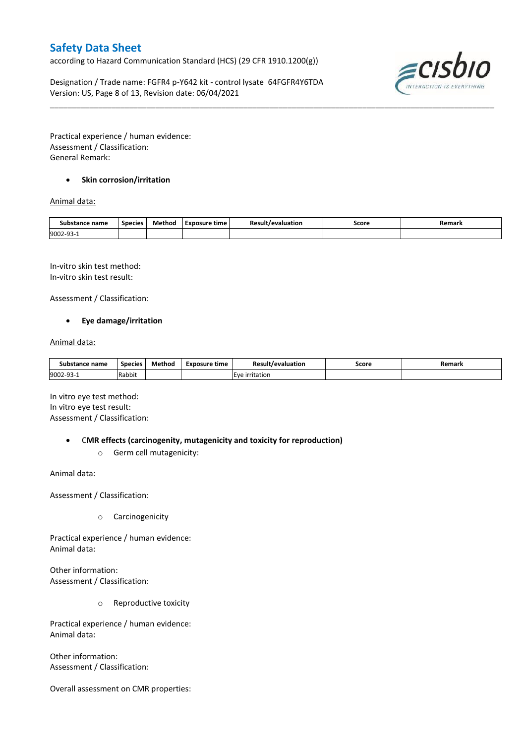Practical experience / human evidence:
Assessment / Classification:
General Remark:

- **Skin corrosion/irritation**

Animal data:

| Substance name | Species | Method | Exposure time | Result/evaluation | Score | Remark |
|---|---|---|---|---|---|---|
| 9002-93-1 | | | | | | |

In-vitro skin test method:
In-vitro skin test result:

Assessment / Classification:

- **Eye damage/irritation**

Animal data:

| Substance name | Species | Method | Exposure time | Result/evaluation | Score | Remark |
|---|---|---|---|---|---|---|
| 9002-93-1 | Rabbit | | | Eye irritation | | |

In vitro eye test method:
In vitro eye test result:
Assessment / Classification:

- **CMR effects (carcinogenity, mutagenicity and toxicity for reproduction)**
    - Germ cell mutagenicity:

Animal data:

Assessment / Classification:

- Carcinogenicity

Practical experience / human evidence:
Animal data:

Other information:
Assessment / Classification:

- Reproductive toxicity

Practical experience / human evidence:
Animal data:

Other information:
Assessment / Classification:

Overall assessment on CMR properties: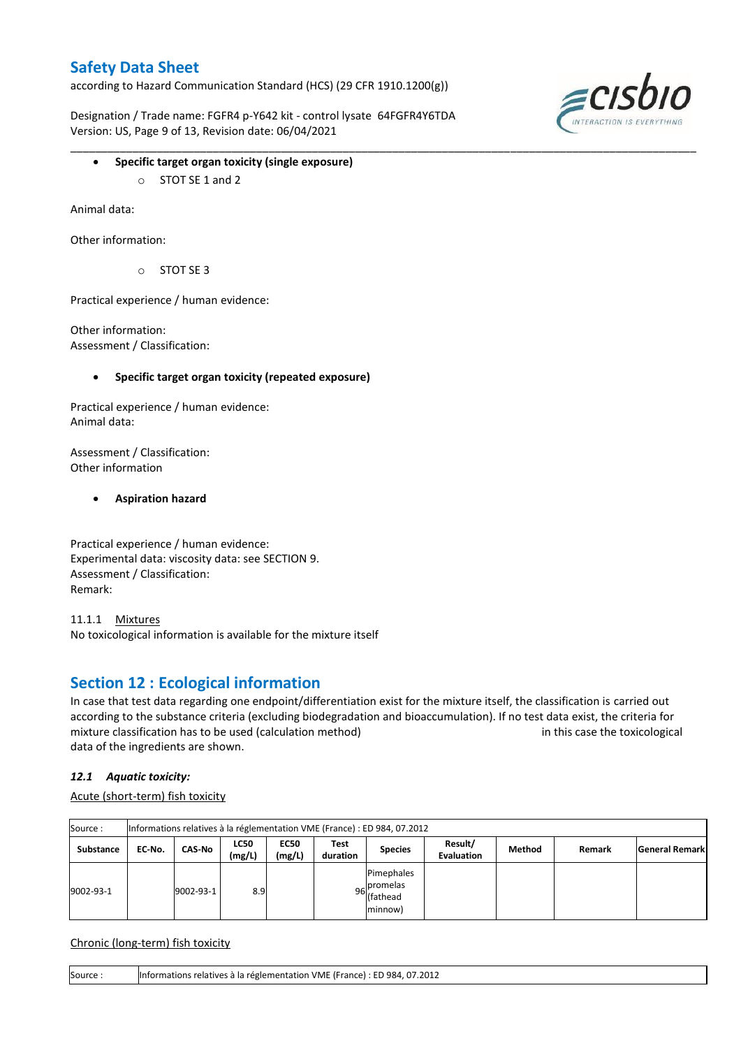- **Specific target organ toxicity (single exposure)**
  - STOT SE 1 and 2

Animal data:

Other information:

  - STOT SE 3

Practical experience / human evidence:

Other information:
Assessment / Classification:

- **Specific target organ toxicity (repeated exposure)**

Practical experience / human evidence:
Animal data:

Assessment / Classification:
Other information

- **Aspiration hazard**

Practical experience / human evidence:
Experimental data: viscosity data: see SECTION 9.
Assessment / Classification:
Remark:

11.1.1 Mixtures
No toxicological information is available for the mixture itself

## Section 12 : Ecological information

In case that test data regarding one endpoint/differentiation exist for the mixture itself, the classification is carried out according to the substance criteria (excluding biodegradation and bioaccumulation). If no test data exist, the criteria for mixture classification has to be used (calculation method) in this case the toxicological data of the ingredients are shown.

### *12.1 Aquatic toxicity:*

Acute (short-term) fish toxicity

| Source : | Informations relatives à la réglementation VME (France) : ED 984, 07.2012 | | | | | | | | | |
|---|---|---|---|---|---|---|---|---|---|---|
| Substance | EC-No. | CAS-No | LC50 (mg/L) | EC50 (mg/L) | Test duration | Species | Result/ Evaluation | Method | Remark | General Remark |
| 9002-93-1 | | 9002-93-1 | 8.9 | | 96 | Pimephales promelas (fathead minnow) | | | | |

Chronic (long-term) fish toxicity

| Source : | Informations relatives à la réglementation VME (France) : ED 984, 07.2012 |
|---|---|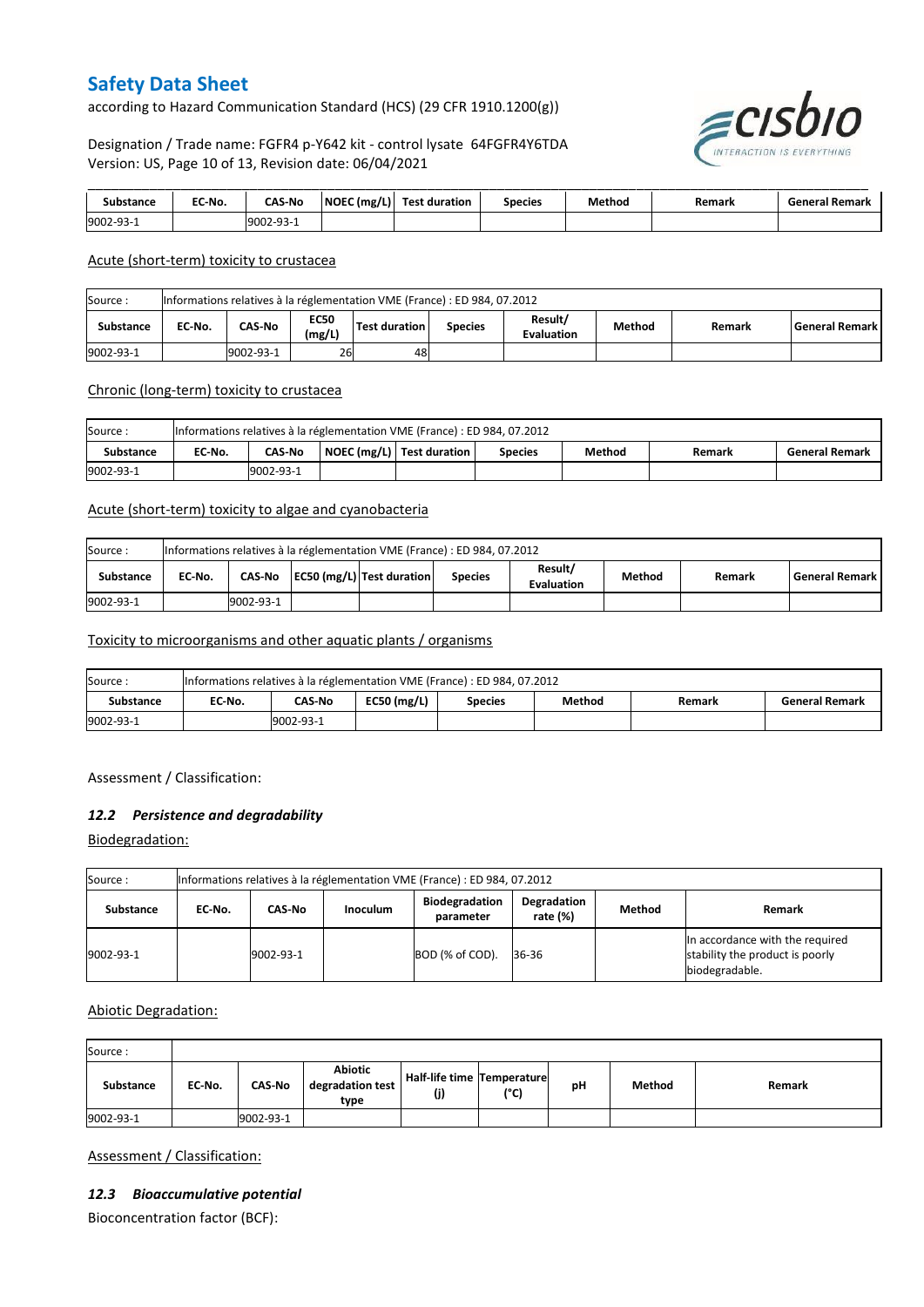| Substance | EC-No. | CAS-No | NOEC (mg/L) | Test duration | Species | Method | Remark | General Remark |
|---|---|---|---|---|---|---|---|---|
| 9002-93-1 | | 9002-93-1 | | | | | | |

Acute (short-term) toxicity to crustacea

| Source : | Informations relatives à la réglementation VME (France) : ED 984, 07.2012 | | | | | | | | |
|---|---|---|---|---|---|---|---|---|---|
| Substance | EC-No. | CAS-No | EC50 (mg/L) | Test duration | Species | Result/ Evaluation | Method | Remark | General Remark |
| 9002-93-1 | | 9002-93-1 | 26 | 48 | | | | | |

Chronic (long-term) toxicity to crustacea

| Source : | Informations relatives à la réglementation VME (France) : ED 984, 07.2012 | | | | | | | |
|---|---|---|---|---|---|---|---|---|
| Substance | EC-No. | CAS-No | NOEC (mg/L) | Test duration | Species | Method | Remark | General Remark |
| 9002-93-1 | | 9002-93-1 | | | | | | |

Acute (short-term) toxicity to algae and cyanobacteria

| Source : | Informations relatives à la réglementation VME (France) : ED 984, 07.2012 | | | | | | | | |
|---|---|---|---|---|---|---|---|---|---|
| Substance | EC-No. | CAS-No | EC50 (mg/L) | Test duration | Species | Result/ Evaluation | Method | Remark | General Remark |
| 9002-93-1 | | 9002-93-1 | | | | | | | |

Toxicity to microorganisms and other aquatic plants / organisms

| Source : | Informations relatives à la réglementation VME (France) : ED 984, 07.2012 | | | | | | |
|---|---|---|---|---|---|---|---|
| Substance | EC-No. | CAS-No | EC50 (mg/L) | Species | Method | Remark | General Remark |
| 9002-93-1 | | 9002-93-1 | | | | | |

Assessment / Classification:

### *12.2 Persistence and degradability*

Biodegradation:

| Source : | Informations relatives à la réglementation VME (France) : ED 984, 07.2012 | | | | | | |
|---|---|---|---|---|---|---|---|
| Substance | EC-No. | CAS-No | Inoculum | Biodegradation parameter | Degradation rate (%) | Method | Remark |
| 9002-93-1 | | 9002-93-1 | | BOD (% of COD). | 36-36 | | In accordance with the required stability the product is poorly biodegradable. |

Abiotic Degradation:

| Source : | | | | | | | | |
|---|---|---|---|---|---|---|---|---|
| Substance | EC-No. | CAS-No | Abiotic degradation test type | Half-life time (j) | Temperature (°C) | pH | Method | Remark |
| 9002-93-1 | | 9002-93-1 | | | | | | |

Assessment / Classification:

### *12.3 Bioaccumulative potential*

Bioconcentration factor (BCF):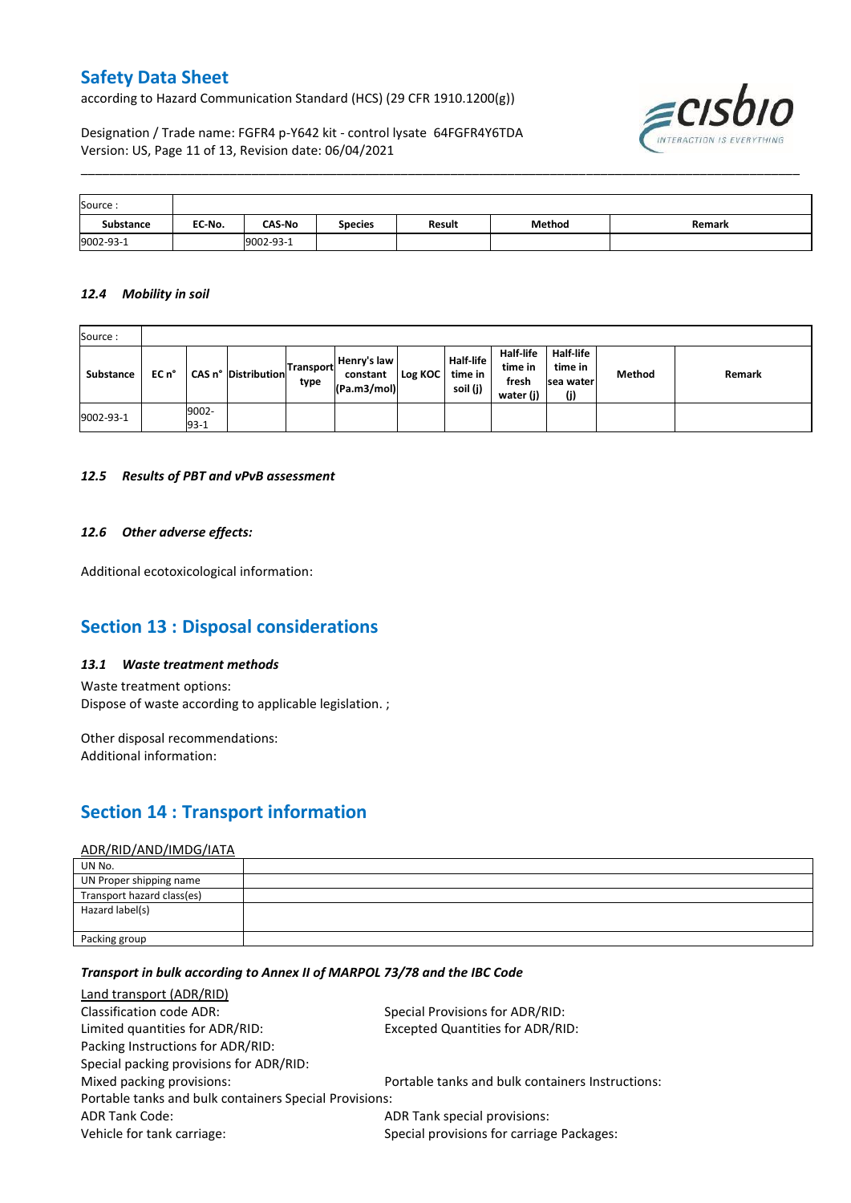| Source : | | | | | | |
|---|---|---|---|---|---|---|
| **Substance** | **EC-No.** | **CAS-No** | **Species** | **Result** | **Method** | **Remark** |
| 9002-93-1 | | 9002-93-1 | | | | |

### *12.4 Mobility in soil*

| Source : | | | | | | | | | | | | |
|---|---|---|---|---|---|---|---|---|---|---|---|---|
| **Substance** | **EC n°** | **CAS n°** | **Distribution** | **Transport type** | **Henry's law constant (Pa.m3/mol)** | **Log KOC** | **Half-life time in soil (j)** | **Half-life time in fresh water (j)** | **Half-life time in sea water (j)** | **Method** | **Remark** |
| 9002-93-1 | | 9002-93-1 | | | | | | | | | |

### *12.5 Results of PBT and vPvB assessment*

### *12.6 Other adverse effects:*

Additional ecotoxicological information:

## Section 13 : Disposal considerations

### *13.1 Waste treatment methods*

Waste treatment options:
Dispose of waste according to applicable legislation. ;

Other disposal recommendations:
Additional information:

## Section 14 : Transport information

ADR/RID/AND/IMDG/IATA

| UN No. | |
|---|---|
| UN Proper shipping name | |
| Transport hazard class(es) | |
| Hazard label(s) | |
| Packing group | |

***Transport in bulk according to Annex II of MARPOL 73/78 and the IBC Code***

Land transport (ADR/RID)

Classification code ADR:
Special Provisions for ADR/RID:
Limited quantities for ADR/RID:
Excepted Quantities for ADR/RID:
Packing Instructions for ADR/RID:
Special packing provisions for ADR/RID:
Mixed packing provisions:
Portable tanks and bulk containers Instructions:
Portable tanks and bulk containers Special Provisions:
ADR Tank Code:
ADR Tank special provisions:
Vehicle for tank carriage:
Special provisions for carriage Packages: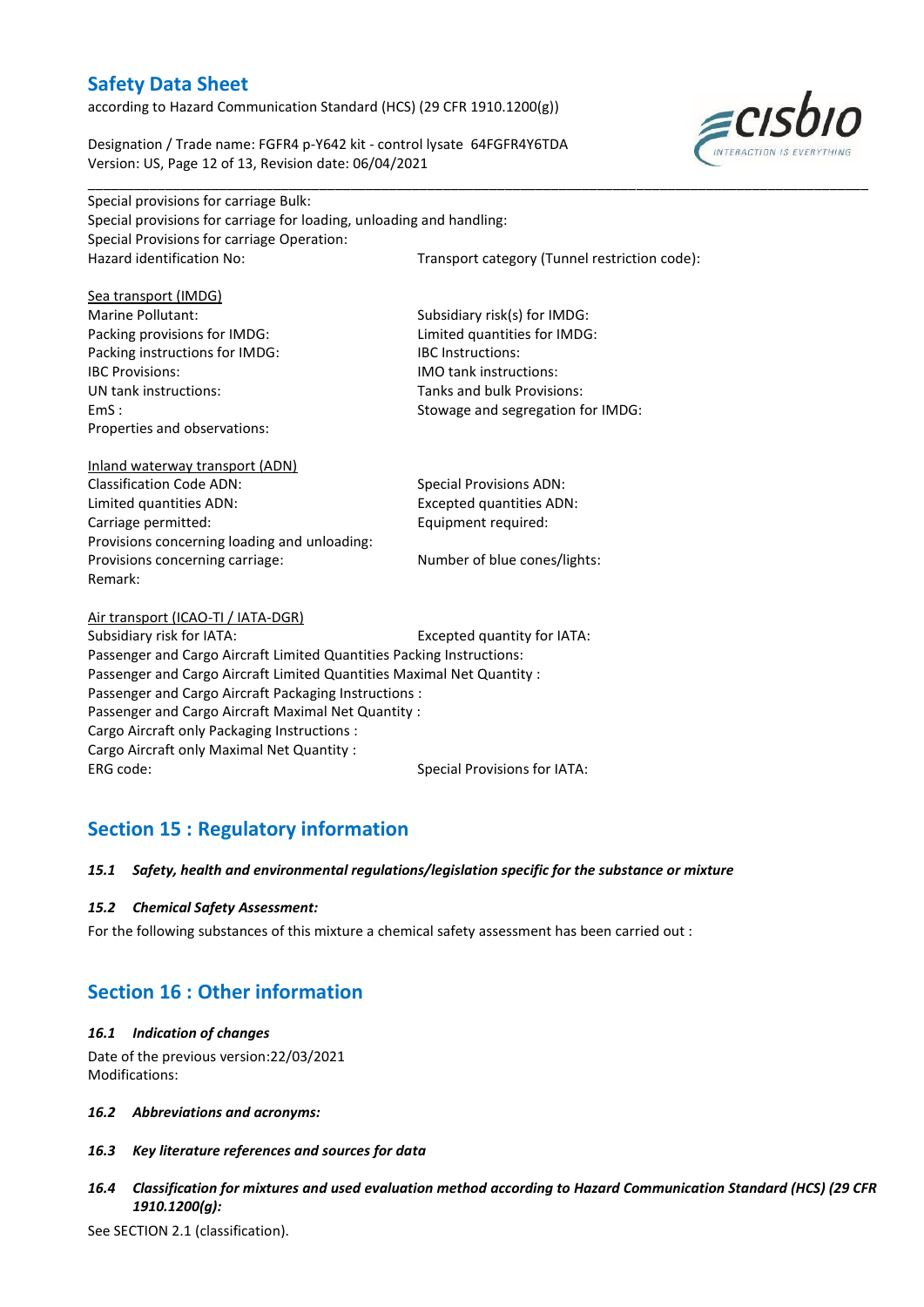Special provisions for carriage Bulk:
Special provisions for carriage for loading, unloading and handling:
Special Provisions for carriage Operation:
Hazard identification No:
Transport category (Tunnel restriction code):

Sea transport (IMDG)
Marine Pollutant:
Subsidiary risk(s) for IMDG:
Packing provisions for IMDG:
Limited quantities for IMDG:
Packing instructions for IMDG:
IBC Instructions:
IBC Provisions:
IMO tank instructions:
UN tank instructions:
Tanks and bulk Provisions:
EmS :
Stowage and segregation for IMDG:
Properties and observations:

Inland waterway transport (ADN)
Classification Code ADN:
Special Provisions ADN:
Limited quantities ADN:
Excepted quantities ADN:
Carriage permitted:
Equipment required:
Provisions concerning loading and unloading:
Provisions concerning carriage:
Number of blue cones/lights:
Remark:

Air transport (ICAO-TI / IATA-DGR)
Subsidiary risk for IATA:
Excepted quantity for IATA:
Passenger and Cargo Aircraft Limited Quantities Packing Instructions:
Passenger and Cargo Aircraft Limited Quantities Maximal Net Quantity :
Passenger and Cargo Aircraft Packaging Instructions :
Passenger and Cargo Aircraft Maximal Net Quantity :
Cargo Aircraft only Packaging Instructions :
Cargo Aircraft only Maximal Net Quantity :
ERG code:
Special Provisions for IATA:

## Section 15 : Regulatory information

### *15.1 Safety, health and environmental regulations/legislation specific for the substance or mixture*

### *15.2 Chemical Safety Assessment:*

For the following substances of this mixture a chemical safety assessment has been carried out :

## Section 16 : Other information

### *16.1 Indication of changes*

Date of the previous version:22/03/2021
Modifications:

### *16.2 Abbreviations and acronyms:*

### *16.3 Key literature references and sources for data*

### *16.4 Classification for mixtures and used evaluation method according to Hazard Communication Standard (HCS) (29 CFR 1910.1200(g):*

See SECTION 2.1 (classification).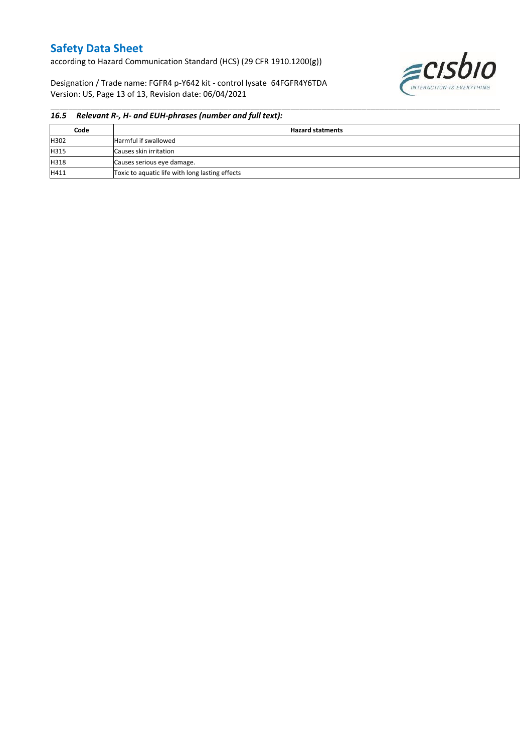### *16.5 Relevant R-, H- and EUH-phrases (number and full text):*

| Code | Hazard statments |
|---|---|
| H302 | Harmful if swallowed |
| H315 | Causes skin irritation |
| H318 | Causes serious eye damage. |
| H411 | Toxic to aquatic life with long lasting effects |